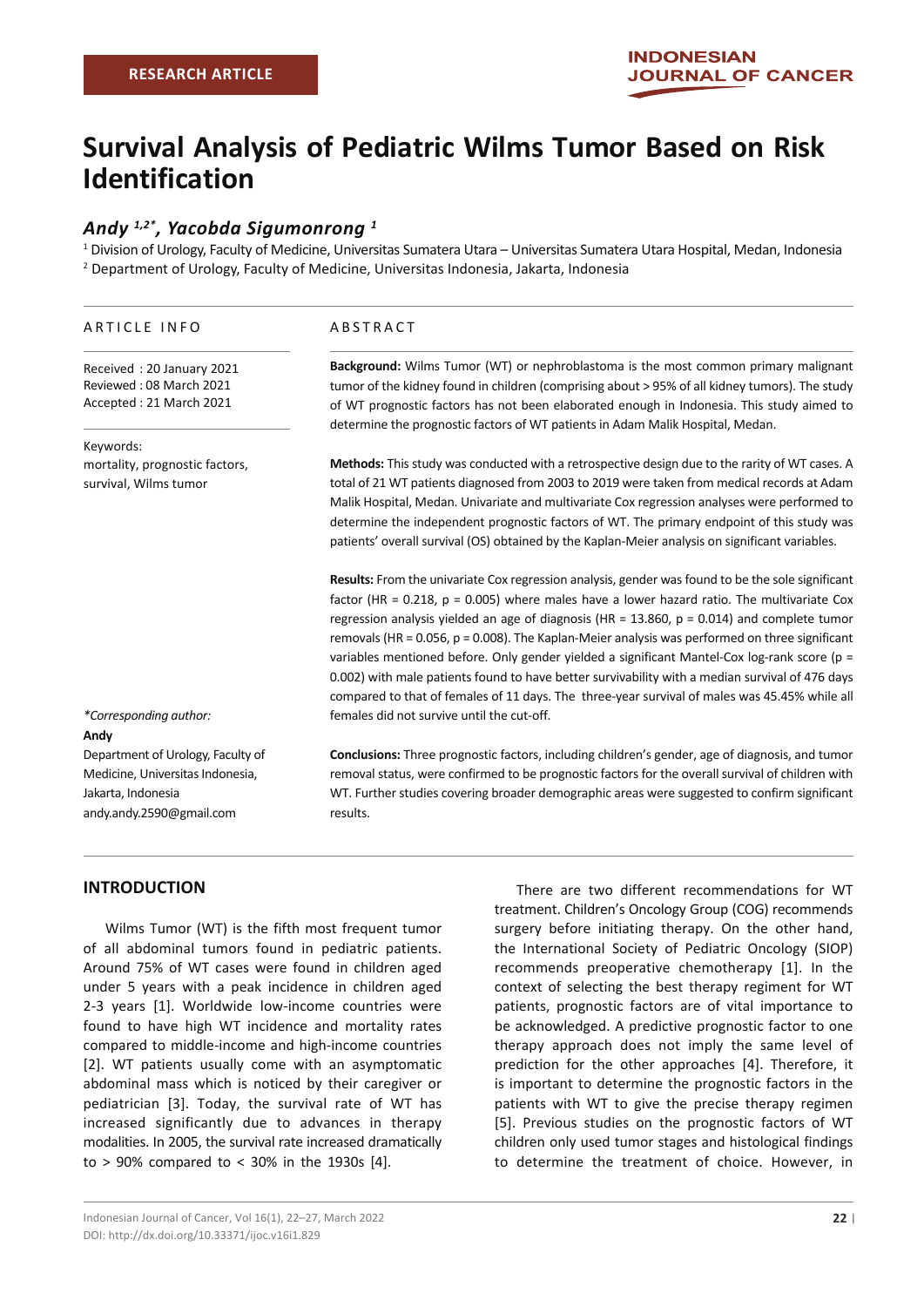RESEARCH ARTICLE

# Survival Analysis of Pediatric Wilms Tumor Based on Risk Identification

***Andy* [1,2*], *Yacobda Sigumonrong* [1]**

[1] Division of Urology, Faculty of Medicine, Universitas Sumatera Utara – Universitas Sumatera Utara Hospital, Medan, Indonesia
[2] Department of Urology, Faculty of Medicine, Universitas Indonesia, Jakarta, Indonesia

## ARTICLE INFO

Received : 20 January 2021
Reviewed : 08 March 2021
Accepted : 21 March 2021

Keywords:
mortality, prognostic factors, survival, Wilms tumor

*\*Corresponding author:*
**Andy**
Department of Urology, Faculty of Medicine, Universitas Indonesia, Jakarta, Indonesia
andy.andy.2590@gmail.com

## ABSTRACT

**Background:** Wilms Tumor (WT) or nephroblastoma is the most common primary malignant tumor of the kidney found in children (comprising about > 95% of all kidney tumors). The study of WT prognostic factors has not been elaborated enough in Indonesia. This study aimed to determine the prognostic factors of WT patients in Adam Malik Hospital, Medan.

**Methods:** This study was conducted with a retrospective design due to the rarity of WT cases. A total of 21 WT patients diagnosed from 2003 to 2019 were taken from medical records at Adam Malik Hospital, Medan. Univariate and multivariate Cox regression analyses were performed to determine the independent prognostic factors of WT. The primary endpoint of this study was patients' overall survival (OS) obtained by the Kaplan-Meier analysis on significant variables.

**Results:** From the univariate Cox regression analysis, gender was found to be the sole significant factor (HR = 0.218, p = 0.005) where males have a lower hazard ratio. The multivariate Cox regression analysis yielded an age of diagnosis (HR = 13.860, p = 0.014) and complete tumor removals (HR = 0.056, p = 0.008). The Kaplan-Meier analysis was performed on three significant variables mentioned before. Only gender yielded a significant Mantel-Cox log-rank score (p = 0.002) with male patients found to have better survivability with a median survival of 476 days compared to that of females of 11 days. The three-year survival of males was 45.45% while all females did not survive until the cut-off.

**Conclusions:** Three prognostic factors, including children's gender, age of diagnosis, and tumor removal status, were confirmed to be prognostic factors for the overall survival of children with WT. Further studies covering broader demographic areas were suggested to confirm significant results.

## INTRODUCTION

Wilms Tumor (WT) is the fifth most frequent tumor of all abdominal tumors found in pediatric patients. Around 75% of WT cases were found in children aged under 5 years with a peak incidence in children aged 2-3 years [1]. Worldwide low-income countries were found to have high WT incidence and mortality rates compared to middle-income and high-income countries [2]. WT patients usually come with an asymptomatic abdominal mass which is noticed by their caregiver or pediatrician [3]. Today, the survival rate of WT has increased significantly due to advances in therapy modalities. In 2005, the survival rate increased dramatically to > 90% compared to < 30% in the 1930s [4].

There are two different recommendations for WT treatment. Children's Oncology Group (COG) recommends surgery before initiating therapy. On the other hand, the International Society of Pediatric Oncology (SIOP) recommends preoperative chemotherapy [1]. In the context of selecting the best therapy regiment for WT patients, prognostic factors are of vital importance to be acknowledged. A predictive prognostic factor to one therapy approach does not imply the same level of prediction for the other approaches [4]. Therefore, it is important to determine the prognostic factors in the patients with WT to give the precise therapy regimen [5]. Previous studies on the prognostic factors of WT children only used tumor stages and histological findings to determine the treatment of choice. However, in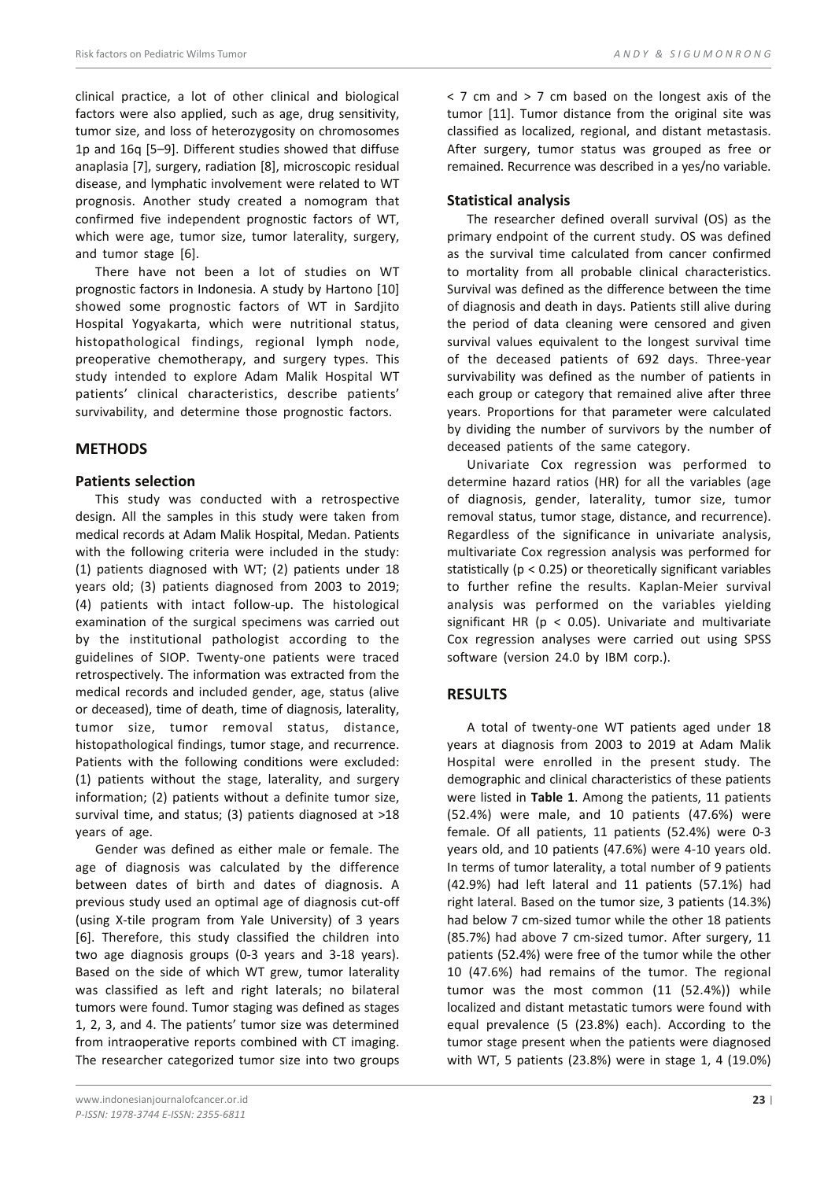clinical practice, a lot of other clinical and biological factors were also applied, such as age, drug sensitivity, tumor size, and loss of heterozygosity on chromosomes 1p and 16q [5–9]. Different studies showed that diffuse anaplasia [7], surgery, radiation [8], microscopic residual disease, and lymphatic involvement were related to WT prognosis. Another study created a nomogram that confirmed five independent prognostic factors of WT, which were age, tumor size, tumor laterality, surgery, and tumor stage [6].

There have not been a lot of studies on WT prognostic factors in Indonesia. A study by Hartono [10] showed some prognostic factors of WT in Sardjito Hospital Yogyakarta, which were nutritional status, histopathological findings, regional lymph node, preoperative chemotherapy, and surgery types. This study intended to explore Adam Malik Hospital WT patients' clinical characteristics, describe patients' survivability, and determine those prognostic factors.

## METHODS

### Patients selection

This study was conducted with a retrospective design. All the samples in this study were taken from medical records at Adam Malik Hospital, Medan. Patients with the following criteria were included in the study: (1) patients diagnosed with WT; (2) patients under 18 years old; (3) patients diagnosed from 2003 to 2019; (4) patients with intact follow-up. The histological examination of the surgical specimens was carried out by the institutional pathologist according to the guidelines of SIOP. Twenty-one patients were traced retrospectively. The information was extracted from the medical records and included gender, age, status (alive or deceased), time of death, time of diagnosis, laterality, tumor size, tumor removal status, distance, histopathological findings, tumor stage, and recurrence. Patients with the following conditions were excluded: (1) patients without the stage, laterality, and surgery information; (2) patients without a definite tumor size, survival time, and status; (3) patients diagnosed at >18 years of age.

Gender was defined as either male or female. The age of diagnosis was calculated by the difference between dates of birth and dates of diagnosis. A previous study used an optimal age of diagnosis cut-off (using X-tile program from Yale University) of 3 years [6]. Therefore, this study classified the children into two age diagnosis groups (0-3 years and 3-18 years). Based on the side of which WT grew, tumor laterality was classified as left and right laterals; no bilateral tumors were found. Tumor staging was defined as stages 1, 2, 3, and 4. The patients' tumor size was determined from intraoperative reports combined with CT imaging. The researcher categorized tumor size into two groups < 7 cm and > 7 cm based on the longest axis of the tumor [11]. Tumor distance from the original site was classified as localized, regional, and distant metastasis. After surgery, tumor status was grouped as free or remained. Recurrence was described in a yes/no variable.

### Statistical analysis

The researcher defined overall survival (OS) as the primary endpoint of the current study. OS was defined as the survival time calculated from cancer confirmed to mortality from all probable clinical characteristics. Survival was defined as the difference between the time of diagnosis and death in days. Patients still alive during the period of data cleaning were censored and given survival values equivalent to the longest survival time of the deceased patients of 692 days. Three-year survivability was defined as the number of patients in each group or category that remained alive after three years. Proportions for that parameter were calculated by dividing the number of survivors by the number of deceased patients of the same category.

Univariate Cox regression was performed to determine hazard ratios (HR) for all the variables (age of diagnosis, gender, laterality, tumor size, tumor removal status, tumor stage, distance, and recurrence). Regardless of the significance in univariate analysis, multivariate Cox regression analysis was performed for statistically ($p < 0.25$) or theoretically significant variables to further refine the results. Kaplan-Meier survival analysis was performed on the variables yielding significant HR ($p < 0.05$). Univariate and multivariate Cox regression analyses were carried out using SPSS software (version 24.0 by IBM corp.).

## RESULTS

A total of twenty-one WT patients aged under 18 years at diagnosis from 2003 to 2019 at Adam Malik Hospital were enrolled in the present study. The demographic and clinical characteristics of these patients were listed in **Table 1**. Among the patients, 11 patients (52.4%) were male, and 10 patients (47.6%) were female. Of all patients, 11 patients (52.4%) were 0-3 years old, and 10 patients (47.6%) were 4-10 years old. In terms of tumor laterality, a total number of 9 patients (42.9%) had left lateral and 11 patients (57.1%) had right lateral. Based on the tumor size, 3 patients (14.3%) had below 7 cm-sized tumor while the other 18 patients (85.7%) had above 7 cm-sized tumor. After surgery, 11 patients (52.4%) were free of the tumor while the other 10 (47.6%) had remains of the tumor. The regional tumor was the most common (11 (52.4%)) while localized and distant metastatic tumors were found with equal prevalence (5 (23.8%) each). According to the tumor stage present when the patients were diagnosed with WT, 5 patients (23.8%) were in stage 1, 4 (19.0%)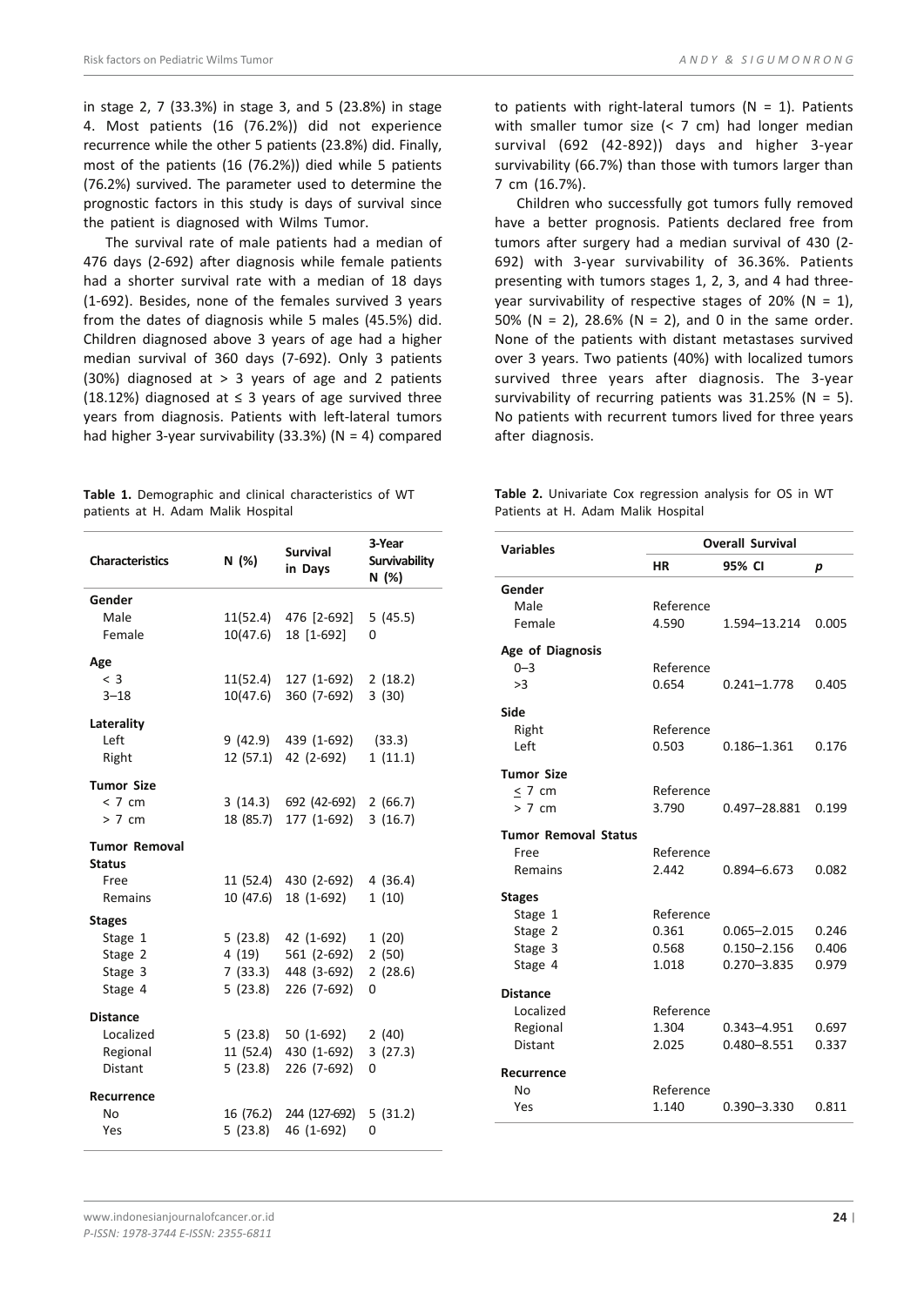in stage 2, 7 (33.3%) in stage 3, and 5 (23.8%) in stage 4. Most patients (16 (76.2%)) did not experience recurrence while the other 5 patients (23.8%) did. Finally, most of the patients (16 (76.2%)) died while 5 patients (76.2%) survived. The parameter used to determine the prognostic factors in this study is days of survival since the patient is diagnosed with Wilms Tumor.

The survival rate of male patients had a median of 476 days (2-692) after diagnosis while female patients had a shorter survival rate with a median of 18 days (1-692). Besides, none of the females survived 3 years from the dates of diagnosis while 5 males (45.5%) did. Children diagnosed above 3 years of age had a higher median survival of 360 days (7-692). Only 3 patients (30%) diagnosed at > 3 years of age and 2 patients (18.12%) diagnosed at ≤ 3 years of age survived three years from diagnosis. Patients with left-lateral tumors had higher 3-year survivability (33.3%) (N = 4) compared to patients with right-lateral tumors (N = 1). Patients with smaller tumor size (< 7 cm) had longer median survival (692 (42-892)) days and higher 3-year survivability (66.7%) than those with tumors larger than 7 cm (16.7%).

Children who successfully got tumors fully removed have a better prognosis. Patients declared free from tumors after surgery had a median survival of 430 (2-692) with 3-year survivability of 36.36%. Patients presenting with tumors stages 1, 2, 3, and 4 had three-year survivability of respective stages of 20% (N = 1), 50% (N = 2), 28.6% (N = 2), and 0 in the same order. None of the patients with distant metastases survived over 3 years. Two patients (40%) with localized tumors survived three years after diagnosis. The 3-year survivability of recurring patients was 31.25% (N = 5). No patients with recurrent tumors lived for three years after diagnosis.

**Table 1.** Demographic and clinical characteristics of WT patients at H. Adam Malik Hospital

| Characteristics | N (%) | Survival in Days | 3-Year Survivability N (%) |
|---|---|---|---|
| **Gender** | | | |
| Male | 11(52.4) | 476 [2-692] | 5 (45.5) |
| Female | 10(47.6) | 18 [1-692] | 0 |
| **Age** | | | |
| < 3 | 11(52.4) | 127 (1-692) | 2 (18.2) |
| 3–18 | 10(47.6) | 360 (7-692) | 3 (30) |
| **Laterality** | | | |
| Left | 9 (42.9) | 439 (1-692) | (33.3) |
| Right | 12 (57.1) | 42 (2-692) | 1 (11.1) |
| **Tumor Size** | | | |
| < 7 cm | 3 (14.3) | 692 (42-692) | 2 (66.7) |
| > 7 cm | 18 (85.7) | 177 (1-692) | 3 (16.7) |
| **Tumor Removal Status** | | | |
| Free | 11 (52.4) | 430 (2-692) | 4 (36.4) |
| Remains | 10 (47.6) | 18 (1-692) | 1 (10) |
| **Stages** | | | |
| Stage 1 | 5 (23.8) | 42 (1-692) | 1 (20) |
| Stage 2 | 4 (19) | 561 (2-692) | 2 (50) |
| Stage 3 | 7 (33.3) | 448 (3-692) | 2 (28.6) |
| Stage 4 | 5 (23.8) | 226 (7-692) | 0 |
| **Distance** | | | |
| Localized | 5 (23.8) | 50 (1-692) | 2 (40) |
| Regional | 11 (52.4) | 430 (1-692) | 3 (27.3) |
| Distant | 5 (23.8) | 226 (7-692) | 0 |
| **Recurrence** | | | |
| No | 16 (76.2) | 244 (127-692) | 5 (31.2) |
| Yes | 5 (23.8) | 46 (1-692) | 0 |

**Table 2.** Univariate Cox regression analysis for OS in WT Patients at H. Adam Malik Hospital

| Variables | Overall Survival | | |
|---|---|---|---|
| | **HR** | **95% CI** | ***p*** |
| **Gender** | | | |
| Male | Reference | | |
| Female | 4.590 | 1.594–13.214 | 0.005 |
| **Age of Diagnosis** | | | |
| 0–3 | Reference | | |
| >3 | 0.654 | 0.241–1.778 | 0.405 |
| **Side** | | | |
| Right | Reference | | |
| Left | 0.503 | 0.186–1.361 | 0.176 |
| **Tumor Size** | | | |
| ≤ 7 cm | Reference | | |
| > 7 cm | 3.790 | 0.497–28.881 | 0.199 |
| **Tumor Removal Status** | | | |
| Free | Reference | | |
| Remains | 2.442 | 0.894–6.673 | 0.082 |
| **Stages** | | | |
| Stage 1 | Reference | | |
| Stage 2 | 0.361 | 0.065–2.015 | 0.246 |
| Stage 3 | 0.568 | 0.150–2.156 | 0.406 |
| Stage 4 | 1.018 | 0.270–3.835 | 0.979 |
| **Distance** | | | |
| Localized | Reference | | |
| Regional | 1.304 | 0.343–4.951 | 0.697 |
| Distant | 2.025 | 0.480–8.551 | 0.337 |
| **Recurrence** | | | |
| No | Reference | | |
| Yes | 1.140 | 0.390–3.330 | 0.811 |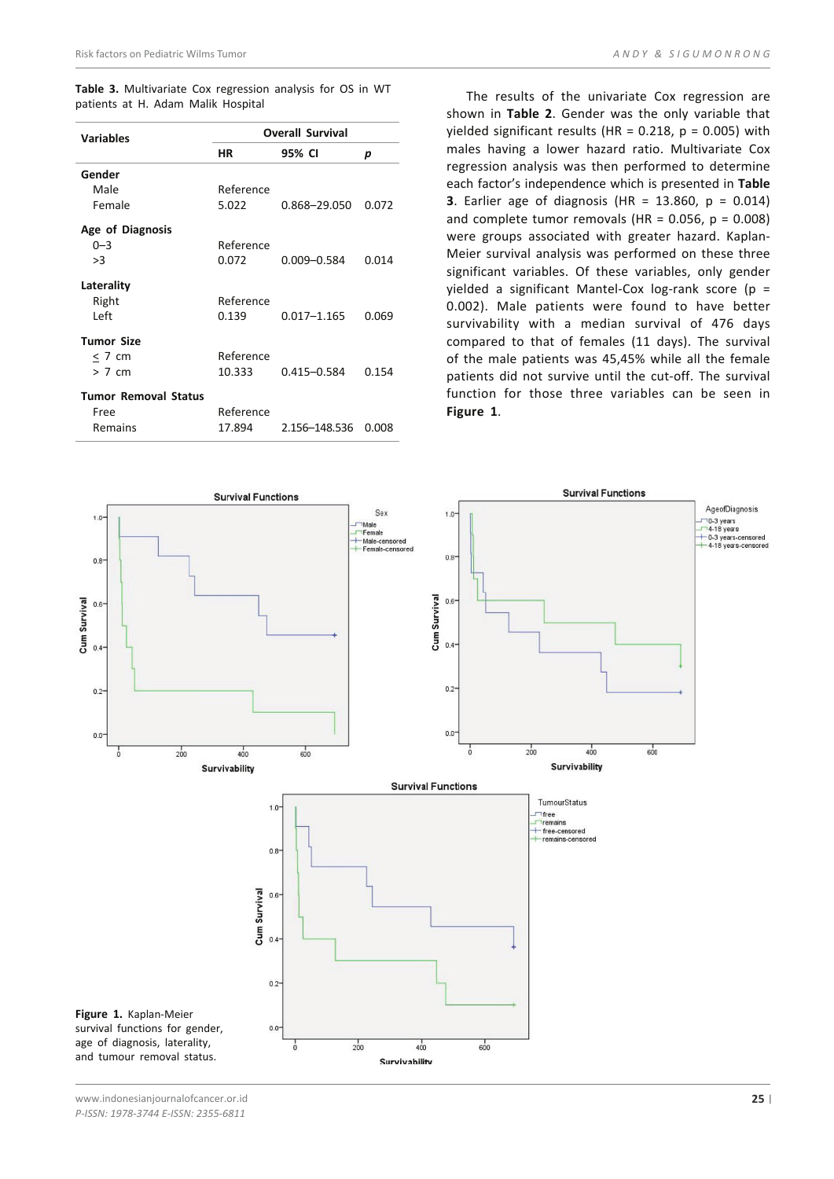**Table 3.** Multivariate Cox regression analysis for OS in WT patients at H. Adam Malik Hospital

| Variables | Overall Survival | | |
|---|---|---|---|
| | HR | 95% CI | p |
| **Gender** | | | |
| Male | Reference | | |
| Female | 5.022 | 0.868–29.050 | 0.072 |
| **Age of Diagnosis** | | | |
| 0–3 | Reference | | |
| >3 | 0.072 | 0.009–0.584 | 0.014 |
| **Laterality** | | | |
| Right | Reference | | |
| Left | 0.139 | 0.017–1.165 | 0.069 |
| **Tumor Size** | | | |
| ≤ 7 cm | Reference | | |
| > 7 cm | 10.333 | 0.415–0.584 | 0.154 |
| **Tumor Removal Status** | | | |
| Free | Reference | | |
| Remains | 17.894 | 2.156–148.536 | 0.008 |

The results of the univariate Cox regression are shown in **Table 2**. Gender was the only variable that yielded significant results (HR = 0.218, p = 0.005) with males having a lower hazard ratio. Multivariate Cox regression analysis was then performed to determine each factor's independence which is presented in **Table 3**. Earlier age of diagnosis (HR = 13.860, p = 0.014) and complete tumor removals (HR = 0.056, p = 0.008) were groups associated with greater hazard. Kaplan-Meier survival analysis was performed on these three significant variables. Of these variables, only gender yielded a significant Mantel-Cox log-rank score (p = 0.002). Male patients were found to have better survivability with a median survival of 476 days compared to that of females (11 days). The survival of the male patients was 45,45% while all the female patients did not survive until the cut-off. The survival function for those three variables can be seen in **Figure 1**.

**Figure 1.** Kaplan-Meier survival functions for gender, age of diagnosis, laterality, and tumour removal status.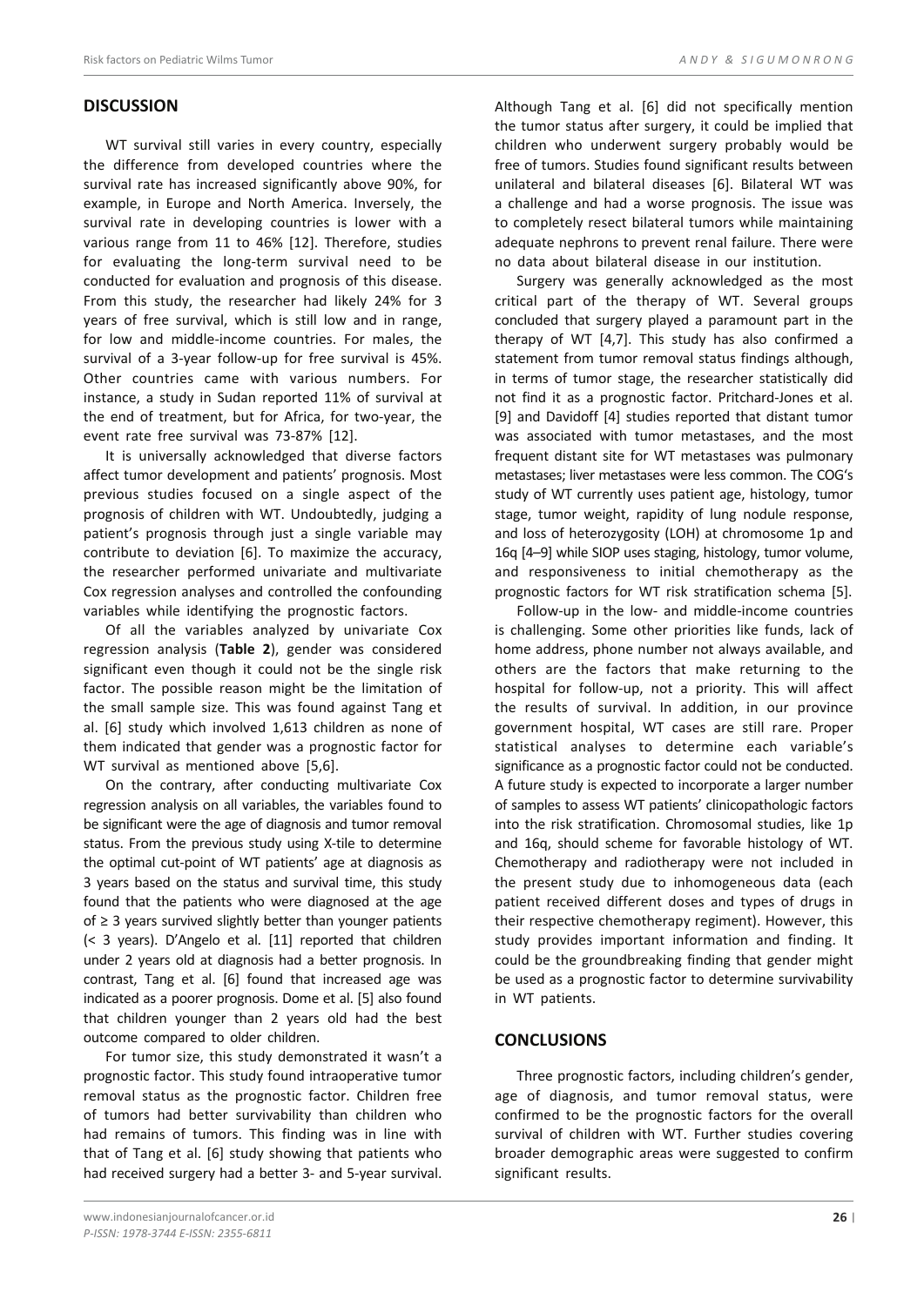## DISCUSSION

WT survival still varies in every country, especially the difference from developed countries where the survival rate has increased significantly above 90%, for example, in Europe and North America. Inversely, the survival rate in developing countries is lower with a various range from 11 to 46% [12]. Therefore, studies for evaluating the long-term survival need to be conducted for evaluation and prognosis of this disease. From this study, the researcher had likely 24% for 3 years of free survival, which is still low and in range, for low and middle-income countries. For males, the survival of a 3-year follow-up for free survival is 45%. Other countries came with various numbers. For instance, a study in Sudan reported 11% of survival at the end of treatment, but for Africa, for two-year, the event rate free survival was 73-87% [12].

It is universally acknowledged that diverse factors affect tumor development and patients' prognosis. Most previous studies focused on a single aspect of the prognosis of children with WT. Undoubtedly, judging a patient's prognosis through just a single variable may contribute to deviation [6]. To maximize the accuracy, the researcher performed univariate and multivariate Cox regression analyses and controlled the confounding variables while identifying the prognostic factors.

Of all the variables analyzed by univariate Cox regression analysis (**Table 2**), gender was considered significant even though it could not be the single risk factor. The possible reason might be the limitation of the small sample size. This was found against Tang et al. [6] study which involved 1,613 children as none of them indicated that gender was a prognostic factor for WT survival as mentioned above [5,6].

On the contrary, after conducting multivariate Cox regression analysis on all variables, the variables found to be significant were the age of diagnosis and tumor removal status. From the previous study using X-tile to determine the optimal cut-point of WT patients' age at diagnosis as 3 years based on the status and survival time, this study found that the patients who were diagnosed at the age of ≥ 3 years survived slightly better than younger patients (< 3 years). D'Angelo et al. [11] reported that children under 2 years old at diagnosis had a better prognosis. In contrast, Tang et al. [6] found that increased age was indicated as a poorer prognosis. Dome et al. [5] also found that children younger than 2 years old had the best outcome compared to older children.

For tumor size, this study demonstrated it wasn't a prognostic factor. This study found intraoperative tumor removal status as the prognostic factor. Children free of tumors had better survivability than children who had remains of tumors. This finding was in line with that of Tang et al. [6] study showing that patients who had received surgery had a better 3- and 5-year survival. Although Tang et al. [6] did not specifically mention the tumor status after surgery, it could be implied that children who underwent surgery probably would be free of tumors. Studies found significant results between unilateral and bilateral diseases [6]. Bilateral WT was a challenge and had a worse prognosis. The issue was to completely resect bilateral tumors while maintaining adequate nephrons to prevent renal failure. There were no data about bilateral disease in our institution.

Surgery was generally acknowledged as the most critical part of the therapy of WT. Several groups concluded that surgery played a paramount part in the therapy of WT [4,7]. This study has also confirmed a statement from tumor removal status findings although, in terms of tumor stage, the researcher statistically did not find it as a prognostic factor. Pritchard-Jones et al. [9] and Davidoff [4] studies reported that distant tumor was associated with tumor metastases, and the most frequent distant site for WT metastases was pulmonary metastases; liver metastases were less common. The COG's study of WT currently uses patient age, histology, tumor stage, tumor weight, rapidity of lung nodule response, and loss of heterozygosity (LOH) at chromosome 1p and 16q [4–9] while SIOP uses staging, histology, tumor volume, and responsiveness to initial chemotherapy as the prognostic factors for WT risk stratification schema [5].

Follow-up in the low- and middle-income countries is challenging. Some other priorities like funds, lack of home address, phone number not always available, and others are the factors that make returning to the hospital for follow-up, not a priority. This will affect the results of survival. In addition, in our province government hospital, WT cases are still rare. Proper statistical analyses to determine each variable's significance as a prognostic factor could not be conducted. A future study is expected to incorporate a larger number of samples to assess WT patients' clinicopathologic factors into the risk stratification. Chromosomal studies, like 1p and 16q, should scheme for favorable histology of WT. Chemotherapy and radiotherapy were not included in the present study due to inhomogeneous data (each patient received different doses and types of drugs in their respective chemotherapy regiment). However, this study provides important information and finding. It could be the groundbreaking finding that gender might be used as a prognostic factor to determine survivability in WT patients.

## CONCLUSIONS

Three prognostic factors, including children's gender, age of diagnosis, and tumor removal status, were confirmed to be the prognostic factors for the overall survival of children with WT. Further studies covering broader demographic areas were suggested to confirm significant results.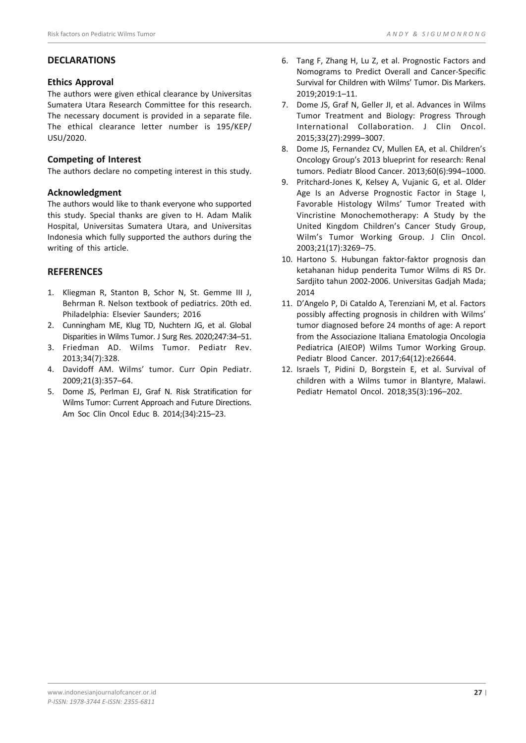## DECLARATIONS

### Ethics Approval

The authors were given ethical clearance by Universitas Sumatera Utara Research Committee for this research. The necessary document is provided in a separate file. The ethical clearance letter number is 195/KEP/USU/2020.

### Competing of Interest

The authors declare no competing interest in this study.

### Acknowledgment

The authors would like to thank everyone who supported this study. Special thanks are given to H. Adam Malik Hospital, Universitas Sumatera Utara, and Universitas Indonesia which fully supported the authors during the writing of this article.

## REFERENCES

1. Kliegman R, Stanton B, Schor N, St. Gemme III J, Behrman R. Nelson textbook of pediatrics. 20th ed. Philadelphia: Elsevier Saunders; 2016
2. Cunningham ME, Klug TD, Nuchtern JG, et al. Global Disparities in Wilms Tumor. J Surg Res. 2020;247:34–51.
3. Friedman AD. Wilms Tumor. Pediatr Rev. 2013;34(7):328.
4. Davidoff AM. Wilms' tumor. Curr Opin Pediatr. 2009;21(3):357–64.
5. Dome JS, Perlman EJ, Graf N. Risk Stratification for Wilms Tumor: Current Approach and Future Directions. Am Soc Clin Oncol Educ B. 2014;(34):215–23.
6. Tang F, Zhang H, Lu Z, et al. Prognostic Factors and Nomograms to Predict Overall and Cancer-Specific Survival for Children with Wilms' Tumor. Dis Markers. 2019;2019:1–11.
7. Dome JS, Graf N, Geller JI, et al. Advances in Wilms Tumor Treatment and Biology: Progress Through International Collaboration. J Clin Oncol. 2015;33(27):2999–3007.
8. Dome JS, Fernandez CV, Mullen EA, et al. Children's Oncology Group's 2013 blueprint for research: Renal tumors. Pediatr Blood Cancer. 2013;60(6):994–1000.
9. Pritchard-Jones K, Kelsey A, Vujanic G, et al. Older Age Is an Adverse Prognostic Factor in Stage I, Favorable Histology Wilms' Tumor Treated with Vincristine Monochemotherapy: A Study by the United Kingdom Children's Cancer Study Group, Wilm's Tumor Working Group. J Clin Oncol. 2003;21(17):3269–75.
10. Hartono S. Hubungan faktor-faktor prognosis dan ketahanan hidup penderita Tumor Wilms di RS Dr. Sardjito tahun 2002-2006. Universitas Gadjah Mada; 2014
11. D'Angelo P, Di Cataldo A, Terenziani M, et al. Factors possibly affecting prognosis in children with Wilms' tumor diagnosed before 24 months of age: A report from the Associazione Italiana Ematologia Oncologia Pediatrica (AIEOP) Wilms Tumor Working Group. Pediatr Blood Cancer. 2017;64(12):e26644.
12. Israels T, Pidini D, Borgstein E, et al. Survival of children with a Wilms tumor in Blantyre, Malawi. Pediatr Hematol Oncol. 2018;35(3):196–202.